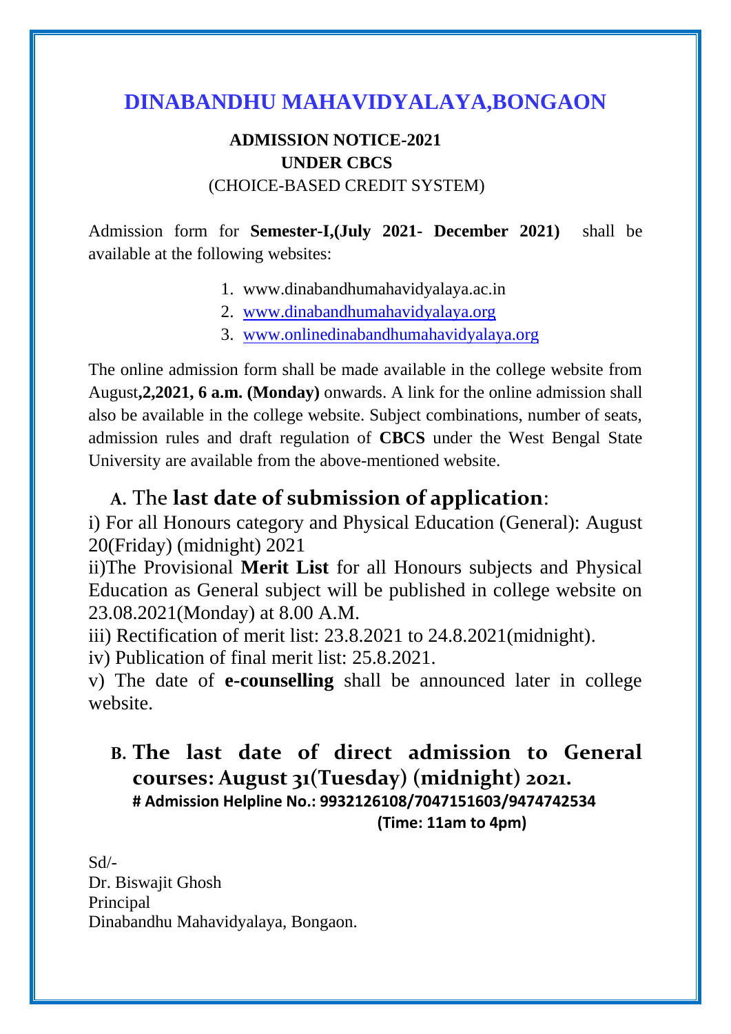# DINABANDHU MAHAVIDYALAYA,BONGAON

**ADMISSION NOTICE-2021**
**UNDER CBCS**
(CHOICE-BASED CREDIT SYSTEM)

Admission form for **Semester-I,(July 2021- December 2021)** shall be available at the following websites:

1. www.dinabandhumahavidyalaya.ac.in
2. www.dinabandhumahavidyalaya.org
3. www.onlinedinabandhumahavidyalaya.org

The online admission form shall be made available in the college website from August**,2,2021, 6 a.m. (Monday)** onwards. A link for the online admission shall also be available in the college website. Subject combinations, number of seats, admission rules and draft regulation of **CBCS** under the West Bengal State University are available from the above-mentioned website.

## A. The **last date of submission of application**:

i) For all Honours category and Physical Education (General): August 20(Friday) (midnight) 2021

ii)The Provisional **Merit List** for all Honours subjects and Physical Education as General subject will be published in college website on 23.08.2021(Monday) at 8.00 A.M.

iii) Rectification of merit list: 23.8.2021 to 24.8.2021(midnight).

iv) Publication of final merit list: 25.8.2021.

v) The date of **e-counselling** shall be announced later in college website.

## B. The last date of direct admission to General courses: August 31(Tuesday) (midnight) 2021.

**# Admission Helpline No.: 9932126108/7047151603/9474742534**
**(Time: 11am to 4pm)**

Sd/-
Dr. Biswajit Ghosh
Principal
Dinabandhu Mahavidyalaya, Bongaon.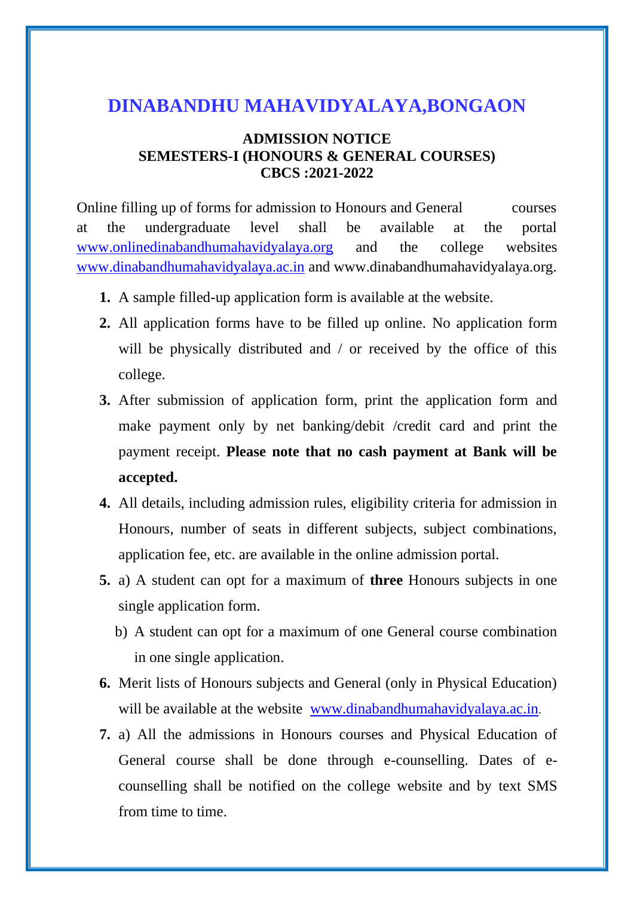# DINABANDHU MAHAVIDYALAYA,BONGAON

**ADMISSION NOTICE**
**SEMESTERS-I (HONOURS & GENERAL COURSES)**
**CBCS :2021-2022**

Online filling up of forms for admission to Honours and General courses at the undergraduate level shall be available at the portal www.onlinedinabandhumahavidyalaya.org and the college websites www.dinabandhumahavidyalaya.ac.in and www.dinabandhumahavidyalaya.org.

1. A sample filled-up application form is available at the website.
2. All application forms have to be filled up online. No application form will be physically distributed and / or received by the office of this college.
3. After submission of application form, print the application form and make payment only by net banking/debit /credit card and print the payment receipt. **Please note that no cash payment at Bank will be accepted.**
4. All details, including admission rules, eligibility criteria for admission in Honours, number of seats in different subjects, subject combinations, application fee, etc. are available in the online admission portal.
5. a) A student can opt for a maximum of **three** Honours subjects in one single application form.

   b) A student can opt for a maximum of one General course combination in one single application.
6. Merit lists of Honours subjects and General (only in Physical Education) will be available at the website www.dinabandhumahavidyalaya.ac.in.
7. a) All the admissions in Honours courses and Physical Education of General course shall be done through e-counselling. Dates of e-counselling shall be notified on the college website and by text SMS from time to time.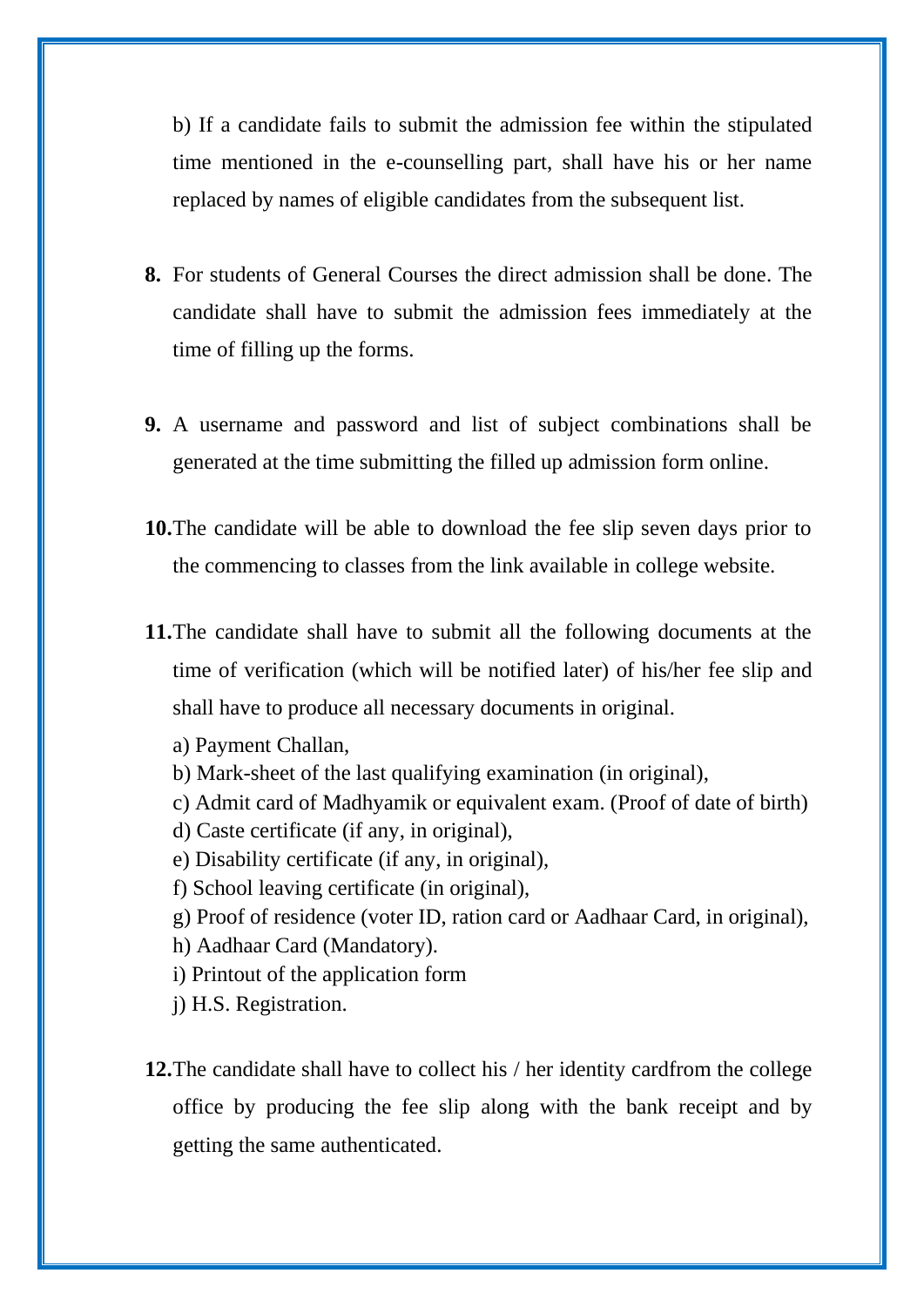b) If a candidate fails to submit the admission fee within the stipulated time mentioned in the e-counselling part, shall have his or her name replaced by names of eligible candidates from the subsequent list.

**8.** For students of General Courses the direct admission shall be done. The candidate shall have to submit the admission fees immediately at the time of filling up the forms.

**9.** A username and password and list of subject combinations shall be generated at the time submitting the filled up admission form online.

**10.** The candidate will be able to download the fee slip seven days prior to the commencing to classes from the link available in college website.

**11.** The candidate shall have to submit all the following documents at the time of verification (which will be notified later) of his/her fee slip and shall have to produce all necessary documents in original.

a) Payment Challan,
b) Mark-sheet of the last qualifying examination (in original),
c) Admit card of Madhyamik or equivalent exam. (Proof of date of birth)
d) Caste certificate (if any, in original),
e) Disability certificate (if any, in original),
f) School leaving certificate (in original),
g) Proof of residence (voter ID, ration card or Aadhaar Card, in original),
h) Aadhaar Card (Mandatory).
i) Printout of the application form
j) H.S. Registration.

**12.** The candidate shall have to collect his / her identity cardfrom the college office by producing the fee slip along with the bank receipt and by getting the same authenticated.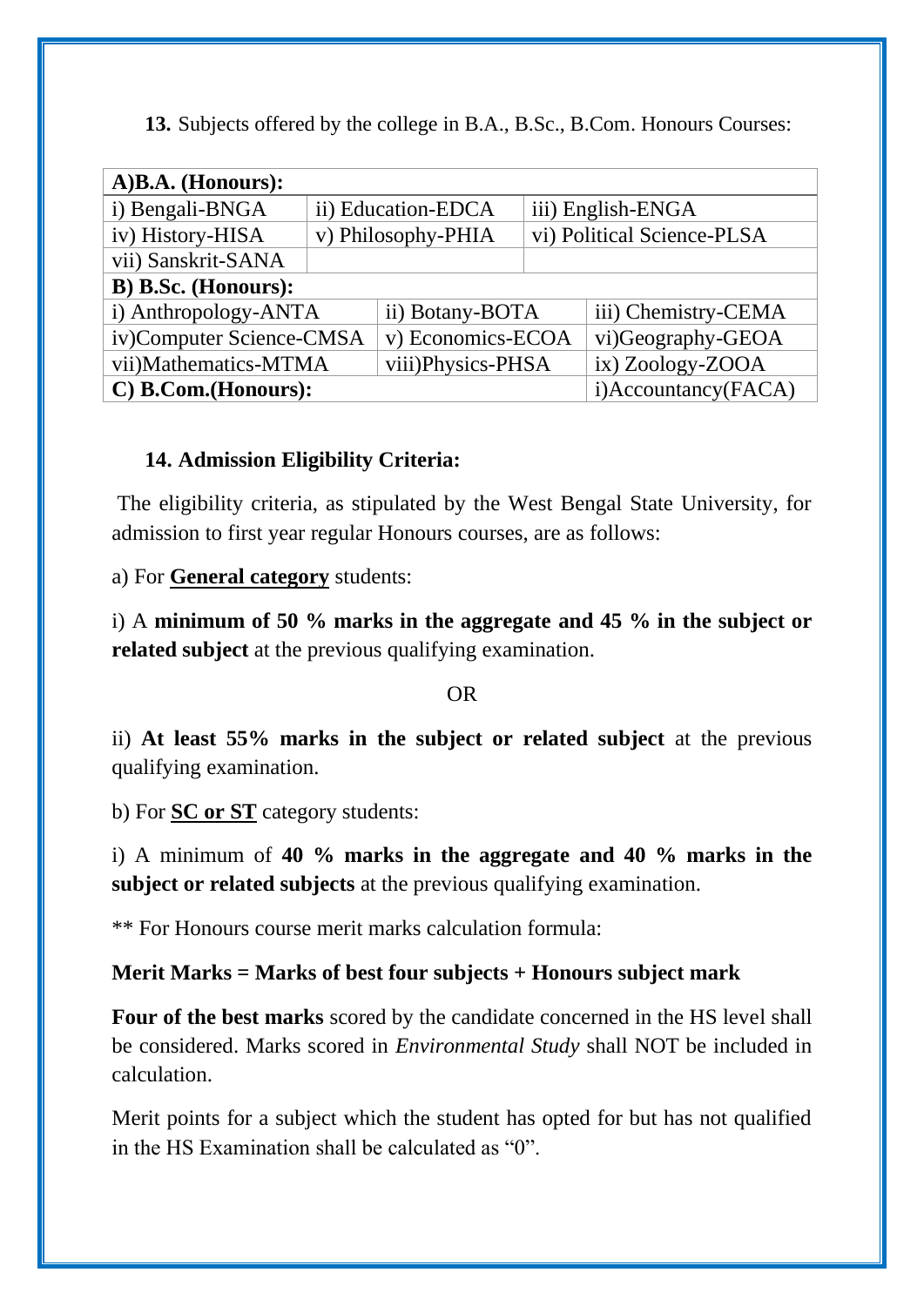**13.** Subjects offered by the college in B.A., B.Sc., B.Com. Honours Courses:

| **A)B.A. (Honours):** | | |
|---|---|---|
| i) Bengali-BNGA | ii) Education-EDCA | iii) English-ENGA |
| iv) History-HISA | v) Philosophy-PHIA | vi) Political Science-PLSA |
| vii) Sanskrit-SANA | | |
| **B) B.Sc. (Honours):** | | |
| i) Anthropology-ANTA | ii) Botany-BOTA | iii) Chemistry-CEMA |
| iv)Computer Science-CMSA | v) Economics-ECOA | vi)Geography-GEOA |
| vii)Mathematics-MTMA | viii)Physics-PHSA | ix) Zoology-ZOOA |
| **C) B.Com.(Honours):** | | i)Accountancy(FACA) |

**14. Admission Eligibility Criteria:**

The eligibility criteria, as stipulated by the West Bengal State University, for admission to first year regular Honours courses, are as follows:

a) For **General category** students:

i) A **minimum of 50 % marks in the aggregate and 45 % in the subject or related subject** at the previous qualifying examination.

OR

ii) **At least 55% marks in the subject or related subject** at the previous qualifying examination.

b) For **SC or ST** category students:

i) A minimum of **40 % marks in the aggregate and 40 % marks in the subject or related subjects** at the previous qualifying examination.

** For Honours course merit marks calculation formula:

**Merit Marks = Marks of best four subjects + Honours subject mark**

**Four of the best marks** scored by the candidate concerned in the HS level shall be considered. Marks scored in *Environmental Study* shall NOT be included in calculation.

Merit points for a subject which the student has opted for but has not qualified in the HS Examination shall be calculated as "0".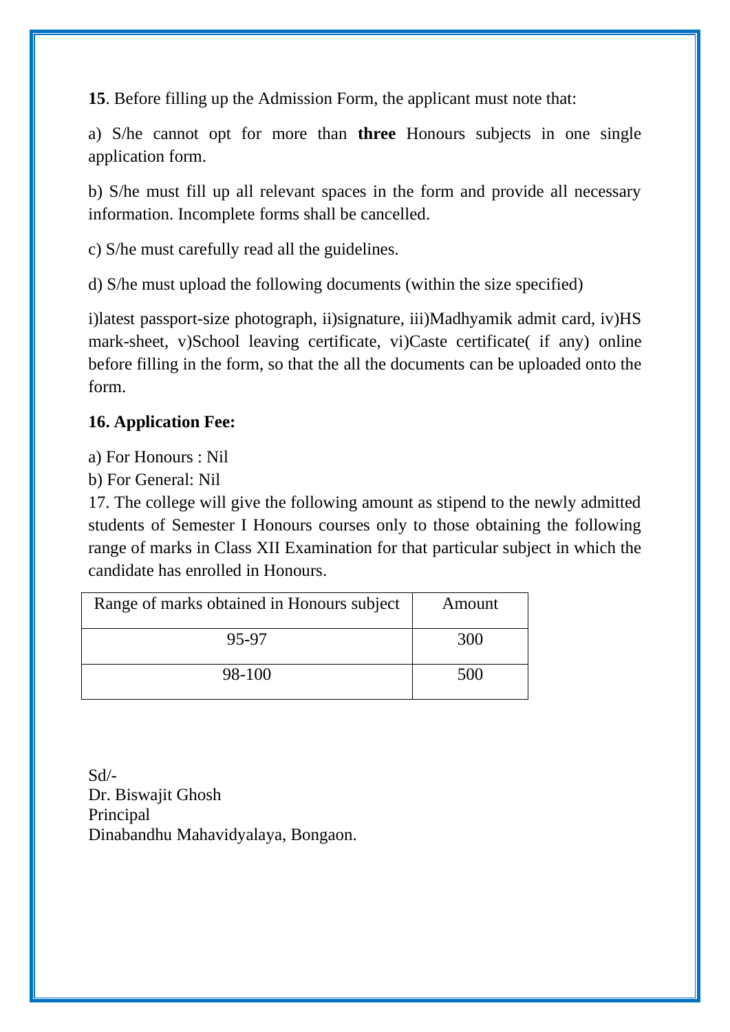**15**. Before filling up the Admission Form, the applicant must note that:

a) S/he cannot opt for more than **three** Honours subjects in one single application form.

b) S/he must fill up all relevant spaces in the form and provide all necessary information. Incomplete forms shall be cancelled.

c) S/he must carefully read all the guidelines.

d) S/he must upload the following documents (within the size specified)

i)latest passport-size photograph, ii)signature, iii)Madhyamik admit card, iv)HS mark-sheet, v)School leaving certificate, vi)Caste certificate( if any) online before filling in the form, so that the all the documents can be uploaded onto the form.

**16. Application Fee:**

a) For Honours : Nil
b) For General: Nil

17. The college will give the following amount as stipend to the newly admitted students of Semester I Honours courses only to those obtaining the following range of marks in Class XII Examination for that particular subject in which the candidate has enrolled in Honours.

| Range of marks obtained in Honours subject | Amount |
|---|---|
| 95-97 | 300 |
| 98-100 | 500 |

Sd/-
Dr. Biswajit Ghosh
Principal
Dinabandhu Mahavidyalaya, Bongaon.